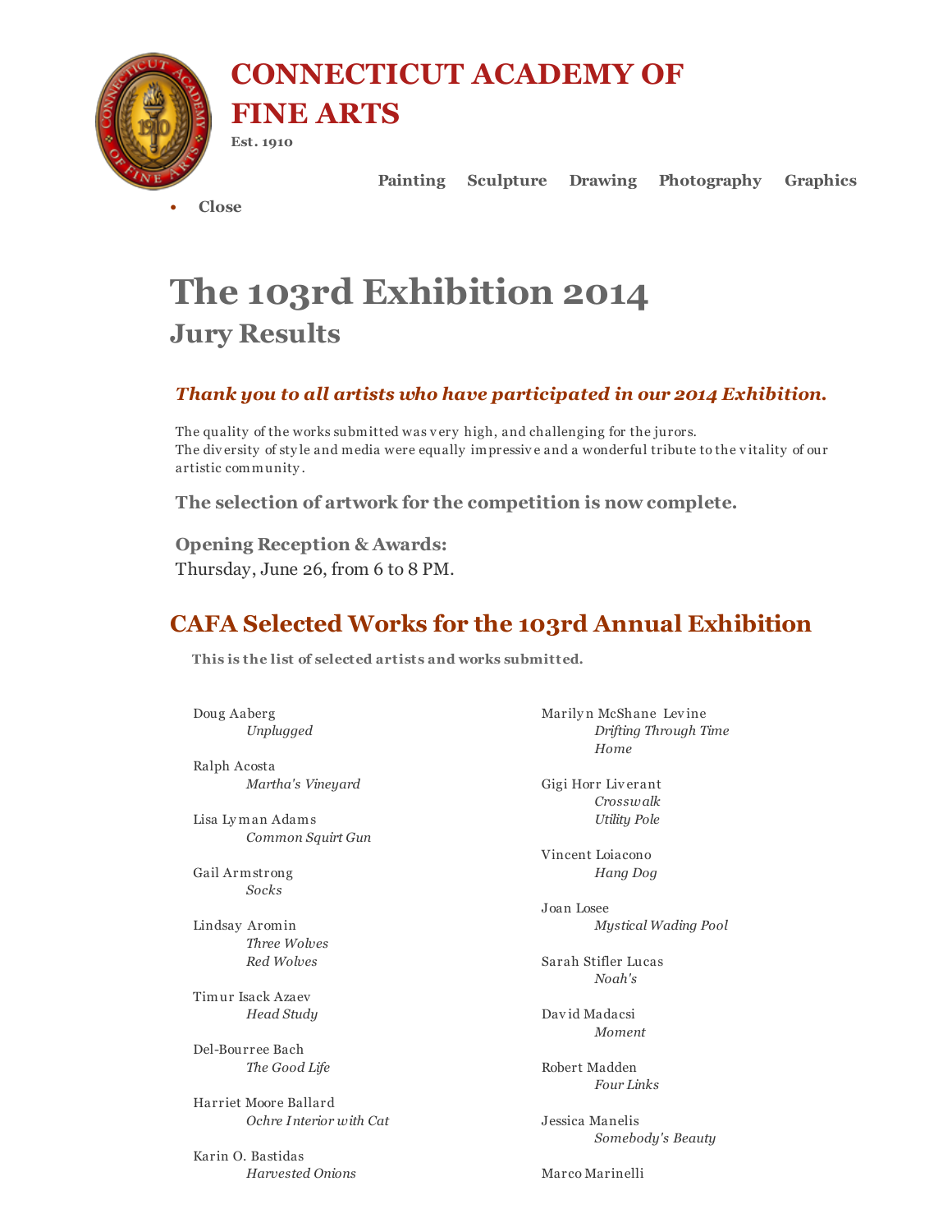# CONNECTICUT ACADEMY OF FINE ARTS

**Est. 1910**

**Painting** **Sculpture** **Drawing** **Photography** **Graphics**

- **Close**

# The 103rd Exhibition 2014

## Jury Results

***Thank you to all artists who have participated in our 2014 Exhibition.***

The quality of the works submitted was very high, and challenging for the jurors.
The diversity of style and media were equally impressive and a wonderful tribute to the vitality of our artistic community.

**The selection of artwork for the competition is now complete.**

**Opening Reception & Awards:**
Thursday, June 26, from 6 to 8 PM.

## CAFA Selected Works for the 103rd Annual Exhibition

**This is the list of selected artists and works submitted.**

Doug Aaberg
*Unplugged*

Ralph Acosta
*Martha's Vineyard*

Lisa Lyman Adams
*Common Squirt Gun*

Gail Armstrong
*Socks*

Lindsay Aromin
*Three Wolves*
*Red Wolves*

Timur Isack Azaev
*Head Study*

Del-Bourree Bach
*The Good Life*

Harriet Moore Ballard
*Ochre Interior with Cat*

Karin O. Bastidas
*Harvested Onions*

Marilyn McShane Levine
*Drifting Through Time*
*Home*

Gigi Horr Liverant
*Crosswalk*
*Utility Pole*

Vincent Loiacono
*Hang Dog*

Joan Losee
*Mystical Wading Pool*

Sarah Stifler Lucas
*Noah's*

David Madacsi
*Moment*

Robert Madden
*Four Links*

Jessica Manelis
*Somebody's Beauty*

Marco Marinelli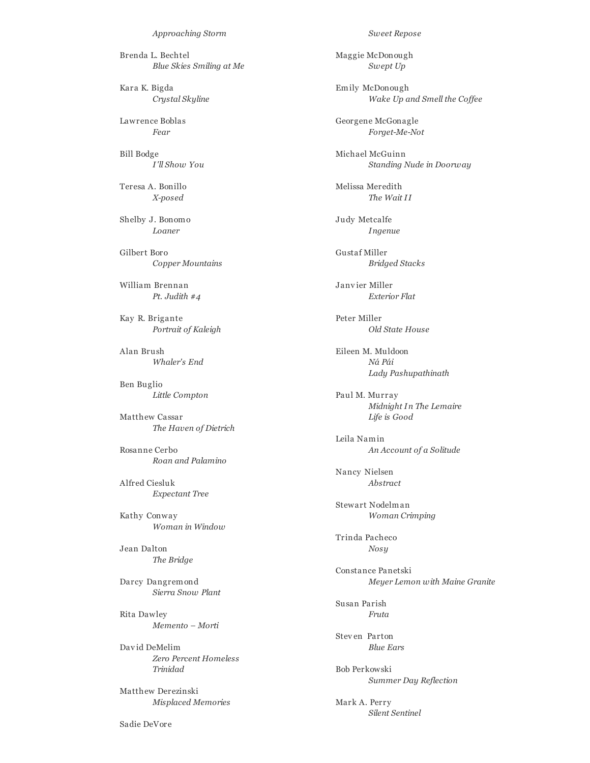*Approaching Storm*

Brenda L. Bechtel
*Blue Skies Smiling at Me*

Kara K. Bigda
*Crystal Skyline*

Lawrence Boblas
*Fear*

Bill Bodge
*I'll Show You*

Teresa A. Bonillo
*X-posed*

Shelby J. Bonomo
*Loaner*

Gilbert Boro
*Copper Mountains*

William Brennan
*Pt. Judith #4*

Kay R. Brigante
*Portrait of Kaleigh*

Alan Brush
*Whaler's End*

Ben Buglio
*Little Compton*

Matthew Cassar
*The Haven of Dietrich*

Rosanne Cerbo
*Roan and Palamino*

Alfred Ciesluk
*Expectant Tree*

Kathy Conway
*Woman in Window*

Jean Dalton
*The Bridge*

Darcy Dangremond
*Sierra Snow Plant*

Rita Dawley
*Memento – Morti*

David DeMelim
*Zero Percent Homeless*
*Trinidad*

Matthew Derezinski
*Misplaced Memories*

Sadie DeVore
*Sweet Repose*

Maggie McDonough
*Swept Up*

Emily McDonough
*Wake Up and Smell the Coffee*

Georgene McGonagle
*Forget-Me-Not*

Michael McGuinn
*Standing Nude in Doorway*

Melissa Meredith
*The Wait II*

Judy Metcalfe
*Ingenue*

Gustaf Miller
*Bridged Stacks*

Janvier Miller
*Exterior Flat*

Peter Miller
*Old State House*

Eileen M. Muldoon
*Ná Pái*
*Lady Pashupathinath*

Paul M. Murray
*Midnight In The Lemaire*
*Life is Good*

Leila Namin
*An Account of a Solitude*

Nancy Nielsen
*Abstract*

Stewart Nodelman
*Woman Crimping*

Trinda Pacheco
*Nosy*

Constance Panetski
*Meyer Lemon with Maine Granite*

Susan Parish
*Fruta*

Steven Parton
*Blue Ears*

Bob Perkowski
*Summer Day Reflection*

Mark A. Perry
*Silent Sentinel*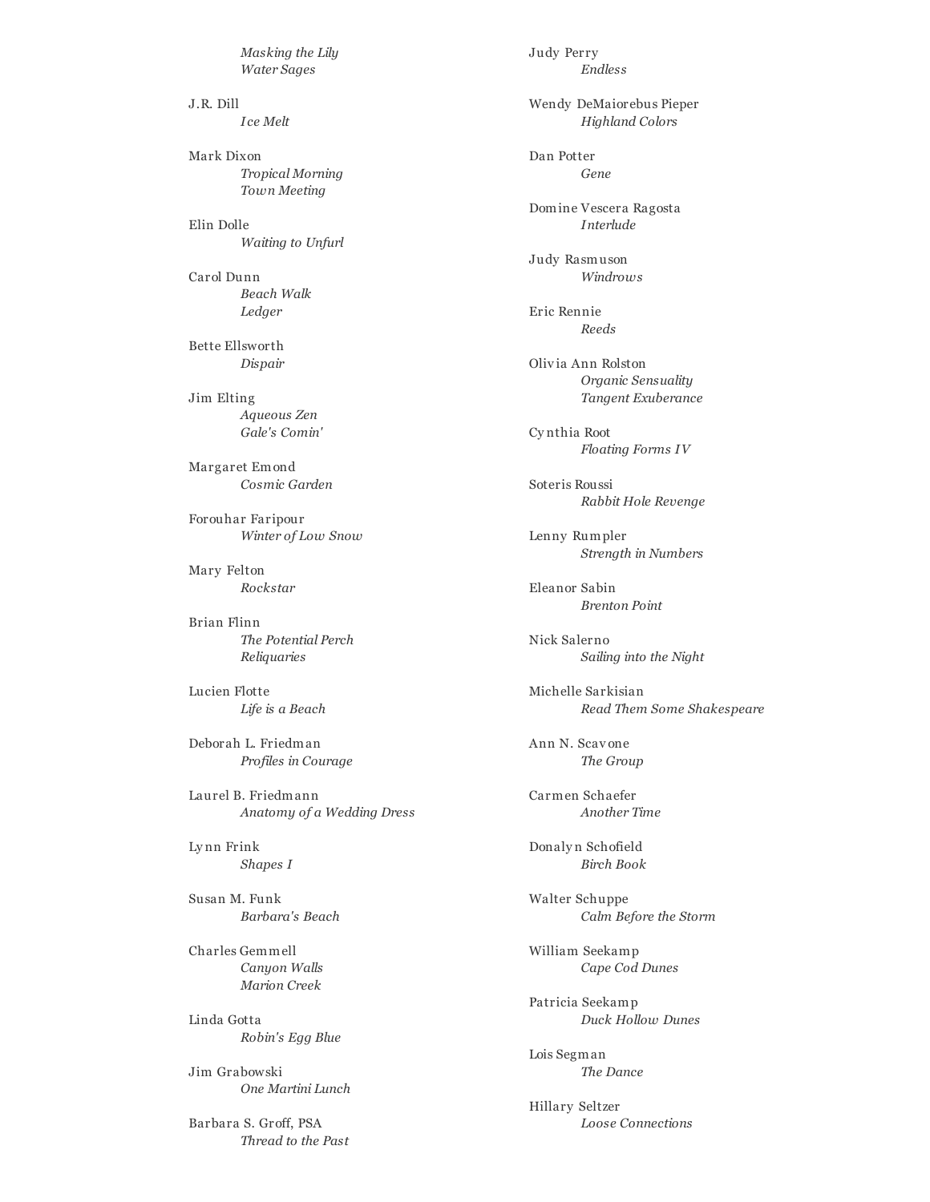*Masking the Lily*
*Water Sages*

J.R. Dill
*Ice Melt*

Mark Dixon
*Tropical Morning*
*Town Meeting*

Elin Dolle
*Waiting to Unfurl*

Carol Dunn
*Beach Walk*
*Ledger*

Bette Ellsworth
*Dispair*

Jim Elting
*Aqueous Zen*
*Gale's Comin'*

Margaret Emond
*Cosmic Garden*

Forouhar Faripour
*Winter of Low Snow*

Mary Felton
*Rockstar*

Brian Flinn
*The Potential Perch*
*Reliquaries*

Lucien Flotte
*Life is a Beach*

Deborah L. Friedman
*Profiles in Courage*

Laurel B. Friedmann
*Anatomy of a Wedding Dress*

Lynn Frink
*Shapes I*

Susan M. Funk
*Barbara's Beach*

Charles Gemmell
*Canyon Walls*
*Marion Creek*

Linda Gotta
*Robin's Egg Blue*

Jim Grabowski
*One Martini Lunch*

Barbara S. Groff, PSA
*Thread to the Past*

Judy Perry
*Endless*

Wendy DeMaiorebus Pieper
*Highland Colors*

Dan Potter
*Gene*

Domine Vescera Ragosta
*Interlude*

Judy Rasmuson
*Windrows*

Eric Rennie
*Reeds*

Olivia Ann Rolston
*Organic Sensuality*
*Tangent Exuberance*

Cynthia Root
*Floating Forms IV*

Soteris Roussi
*Rabbit Hole Revenge*

Lenny Rumpler
*Strength in Numbers*

Eleanor Sabin
*Brenton Point*

Nick Salerno
*Sailing into the Night*

Michelle Sarkisian
*Read Them Some Shakespeare*

Ann N. Scavone
*The Group*

Carmen Schaefer
*Another Time*

Donalyn Schofield
*Birch Book*

Walter Schuppe
*Calm Before the Storm*

William Seekamp
*Cape Cod Dunes*

Patricia Seekamp
*Duck Hollow Dunes*

Lois Segman
*The Dance*

Hillary Seltzer
*Loose Connections*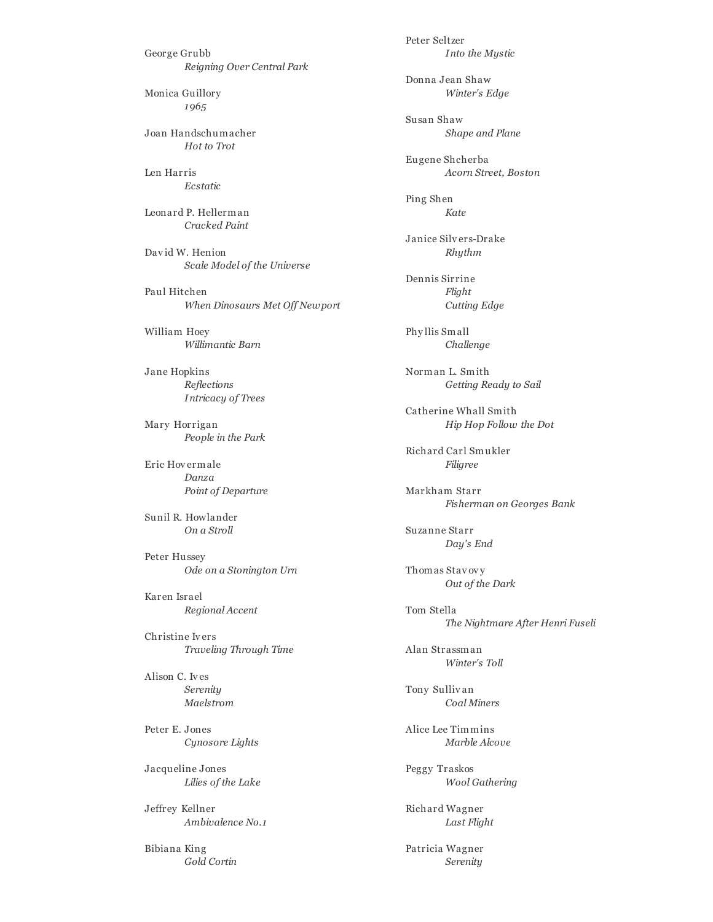George Grubb
*Reigning Over Central Park*

Monica Guillory
*1965*

Joan Handschumacher
*Hot to Trot*

Len Harris
*Ecstatic*

Leonard P. Hellerman
*Cracked Paint*

David W. Henion
*Scale Model of the Universe*

Paul Hitchen
*When Dinosaurs Met Off Newport*

William Hoey
*Willimantic Barn*

Jane Hopkins
*Reflections*
*Intricacy of Trees*

Mary Horrigan
*People in the Park*

Eric Hovermale
*Danza*
*Point of Departure*

Sunil R. Howlander
*On a Stroll*

Peter Hussey
*Ode on a Stonington Urn*

Karen Israel
*Regional Accent*

Christine Ivers
*Traveling Through Time*

Alison C. Ives
*Serenity*
*Maelstrom*

Peter E. Jones
*Cynosore Lights*

Jacqueline Jones
*Lilies of the Lake*

Jeffrey Kellner
*Ambivalence No.1*

Bibiana King
*Gold Cortin*

Peter Seltzer
*Into the Mystic*

Donna Jean Shaw
*Winter's Edge*

Susan Shaw
*Shape and Plane*

Eugene Shcherba
*Acorn Street, Boston*

Ping Shen
*Kate*

Janice Silvers-Drake
*Rhythm*

Dennis Sirrine
*Flight*
*Cutting Edge*

Phyllis Small
*Challenge*

Norman L. Smith
*Getting Ready to Sail*

Catherine Whall Smith
*Hip Hop Follow the Dot*

Richard Carl Smukler
*Filigree*

Markham Starr
*Fisherman on Georges Bank*

Suzanne Starr
*Day's End*

Thomas Stavovy
*Out of the Dark*

Tom Stella
*The Nightmare After Henri Fuseli*

Alan Strassman
*Winter's Toll*

Tony Sullivan
*Coal Miners*

Alice Lee Timmins
*Marble Alcove*

Peggy Traskos
*Wool Gathering*

Richard Wagner
*Last Flight*

Patricia Wagner
*Serenity*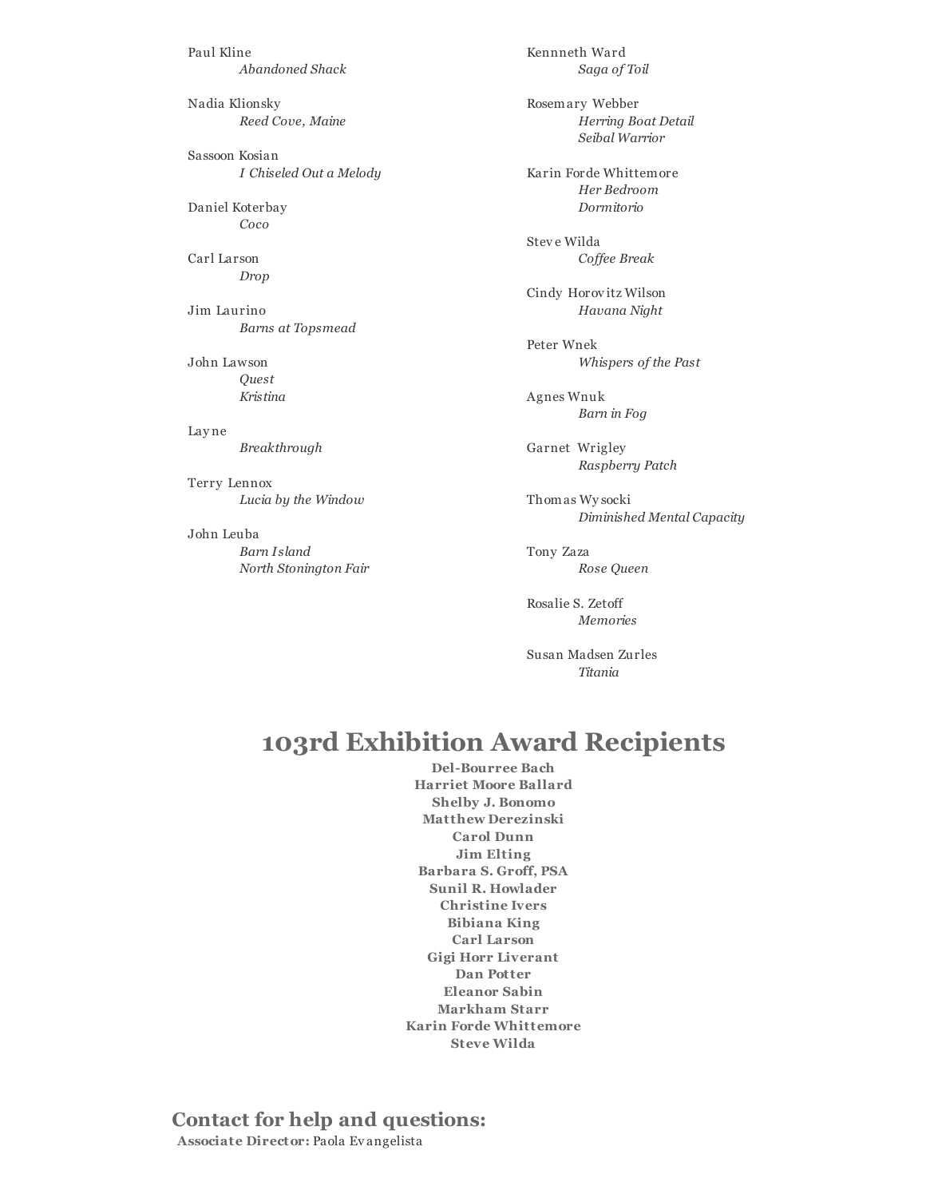Paul Kline
*Abandoned Shack*

Nadia Klionsky
*Reed Cove, Maine*

Sassoon Kosian
*I Chiseled Out a Melody*

Daniel Koterbay
*Coco*

Carl Larson
*Drop*

Jim Laurino
*Barns at Topsmead*

John Lawson
*Quest*
*Kristina*

Layne
*Breakthrough*

Terry Lennox
*Lucia by the Window*

John Leuba
*Barn Island*
*North Stonington Fair*

Kennneth Ward
*Saga of Toil*

Rosemary Webber
*Herring Boat Detail*
*Seibal Warrior*

Karin Forde Whittemore
*Her Bedroom*
*Dormitorio*

Steve Wilda
*Coffee Break*

Cindy Horovitz Wilson
*Havana Night*

Peter Wnek
*Whispers of the Past*

Agnes Wnuk
*Barn in Fog*

Garnet Wrigley
*Raspberry Patch*

Thomas Wysocki
*Diminished Mental Capacity*

Tony Zaza
*Rose Queen*

Rosalie S. Zetoff
*Memories*

Susan Madsen Zurles
*Titania*

# 103rd Exhibition Award Recipients

**Del-Bourree Bach**
**Harriet Moore Ballard**
**Shelby J. Bonomo**
**Matthew Derezinski**
**Carol Dunn**
**Jim Elting**
**Barbara S. Groff, PSA**
**Sunil R. Howlader**
**Christine Ivers**
**Bibiana King**
**Carl Larson**
**Gigi Horr Liverant**
**Dan Potter**
**Eleanor Sabin**
**Markham Starr**
**Karin Forde Whittemore**
**Steve Wilda**

## Contact for help and questions:

**Associate Director:** Paola Evangelista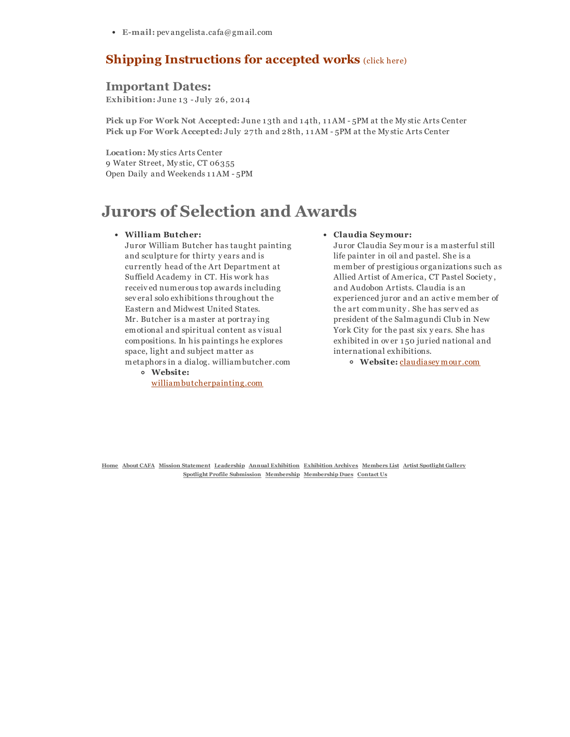- **E-mail:** pevangelista.cafa@gmail.com

## Shipping Instructions for accepted works (click here)

## Important Dates:

**Exhibition:** June 13 - July 26, 2014

**Pick up For Work Not Accepted:** June 13th and 14th, 11AM - 5PM at the Mystic Arts Center
**Pick up For Work Accepted:** July 27th and 28th, 11AM - 5PM at the Mystic Arts Center

**Location:** Mystics Arts Center
9 Water Street, Mystic, CT 06355
Open Daily and Weekends 11AM - 5PM

# Jurors of Selection and Awards

- **William Butcher:**
  Juror William Butcher has taught painting and sculpture for thirty years and is currently head of the Art Department at Suffield Academy in CT. His work has received numerous top awards including several solo exhibitions throughout the Eastern and Midwest United States.
  Mr. Butcher is a master at portraying emotional and spiritual content as visual compositions. In his paintings he explores space, light and subject matter as metaphors in a dialog. williambutcher.com
  - **Website:** williambutcherpainting.com

- **Claudia Seymour:**
  Juror Claudia Seymour is a masterful still life painter in oil and pastel. She is a member of prestigious organizations such as Allied Artist of America, CT Pastel Society, and Audobon Artists. Claudia is an experienced juror and an active member of the art community. She has served as president of the Salmagundi Club in New York City for the past six years. She has exhibited in over 150 juried national and international exhibitions.
  - **Website:** claudiaseymour.com

Home About CAFA Mission Statement Leadership Annual Exhibition Exhibition Archives Members List Artist Spotlight Gallery Spotlight Profile Submission Membership Membership Dues Contact Us